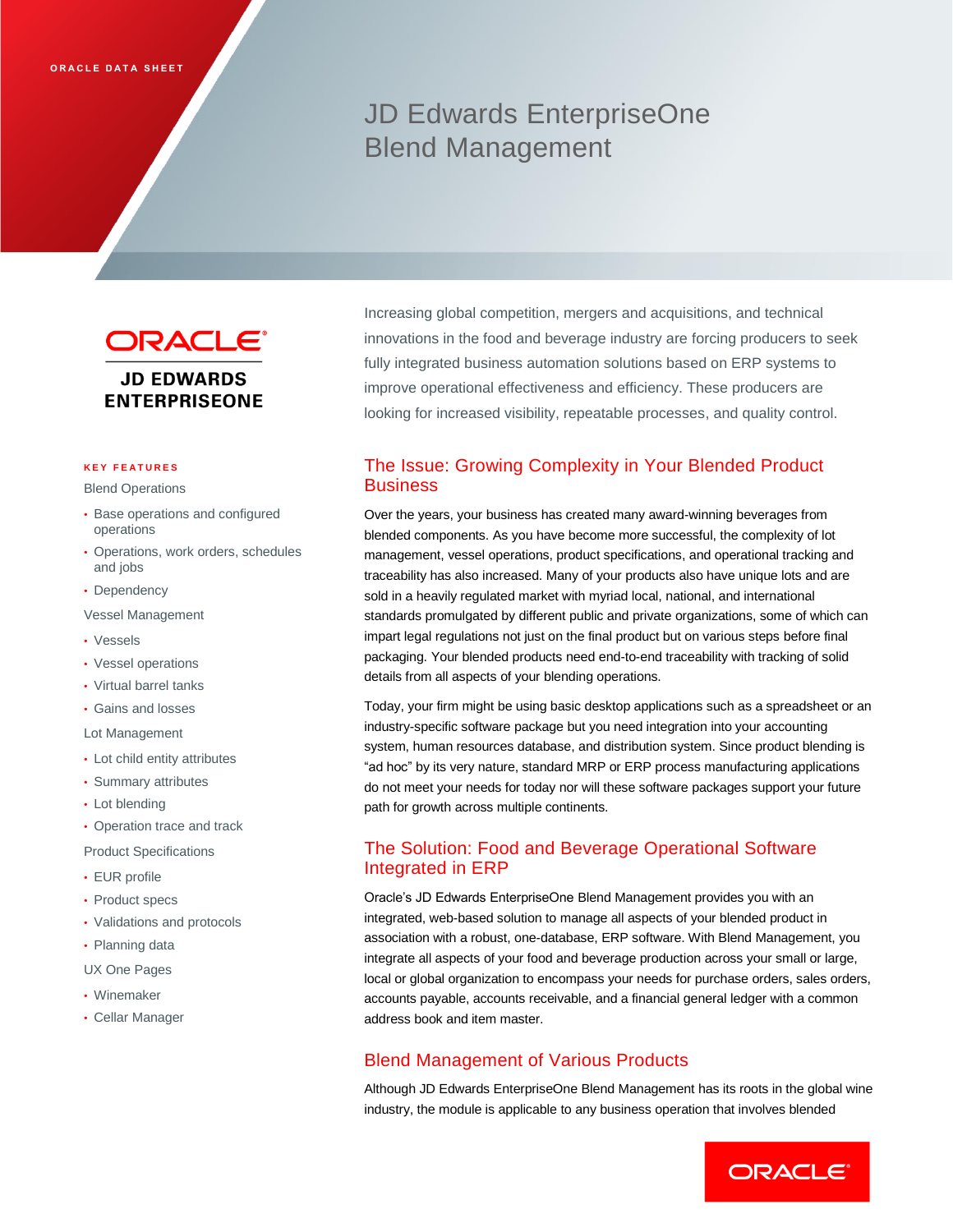ORACLE DATA SHEET

# JD Edwards EnterpriseOne Blend Management

ORACLE
JD EDWARDS ENTERPRISEONE

Increasing global competition, mergers and acquisitions, and technical innovations in the food and beverage industry are forcing producers to seek fully integrated business automation solutions based on ERP systems to improve operational effectiveness and efficiency. These producers are looking for increased visibility, repeatable processes, and quality control.

## The Issue: Growing Complexity in Your Blended Product Business

Over the years, your business has created many award-winning beverages from blended components. As you have become more successful, the complexity of lot management, vessel operations, product specifications, and operational tracking and traceability has also increased. Many of your products also have unique lots and are sold in a heavily regulated market with myriad local, national, and international standards promulgated by different public and private organizations, some of which can impart legal regulations not just on the final product but on various steps before final packaging. Your blended products need end-to-end traceability with tracking of solid details from all aspects of your blending operations.

Today, your firm might be using basic desktop applications such as a spreadsheet or an industry-specific software package but you need integration into your accounting system, human resources database, and distribution system. Since product blending is "ad hoc" by its very nature, standard MRP or ERP process manufacturing applications do not meet your needs for today nor will these software packages support your future path for growth across multiple continents.

## The Solution: Food and Beverage Operational Software Integrated in ERP

Oracle's JD Edwards EnterpriseOne Blend Management provides you with an integrated, web-based solution to manage all aspects of your blended product in association with a robust, one-database, ERP software. With Blend Management, you integrate all aspects of your food and beverage production across your small or large, local or global organization to encompass your needs for purchase orders, sales orders, accounts payable, accounts receivable, and a financial general ledger with a common address book and item master.

## Blend Management of Various Products

Although JD Edwards EnterpriseOne Blend Management has its roots in the global wine industry, the module is applicable to any business operation that involves blended

### KEY FEATURES

Blend Operations

- Base operations and configured operations
- Operations, work orders, schedules and jobs
- Dependency

Vessel Management

- Vessels
- Vessel operations
- Virtual barrel tanks
- Gains and losses

Lot Management

- Lot child entity attributes
- Summary attributes
- Lot blending
- Operation trace and track

Product Specifications

- EUR profile
- Product specs
- Validations and protocols
- Planning data

UX One Pages

- Winemaker
- Cellar Manager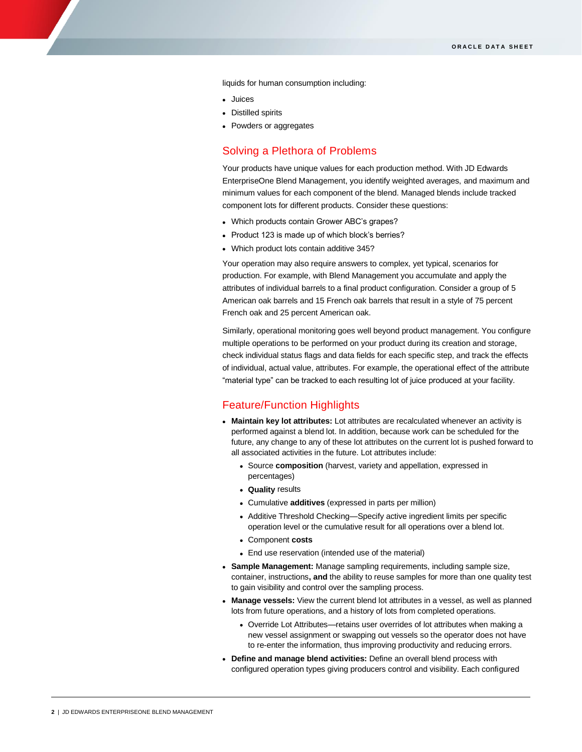liquids for human consumption including:

- Juices
- Distilled spirits
- Powders or aggregates

## Solving a Plethora of Problems

Your products have unique values for each production method. With JD Edwards EnterpriseOne Blend Management, you identify weighted averages, and maximum and minimum values for each component of the blend. Managed blends include tracked component lots for different products. Consider these questions:

- Which products contain Grower ABC's grapes?
- Product 123 is made up of which block's berries?
- Which product lots contain additive 345?

Your operation may also require answers to complex, yet typical, scenarios for production. For example, with Blend Management you accumulate and apply the attributes of individual barrels to a final product configuration. Consider a group of 5 American oak barrels and 15 French oak barrels that result in a style of 75 percent French oak and 25 percent American oak.

Similarly, operational monitoring goes well beyond product management. You configure multiple operations to be performed on your product during its creation and storage, check individual status flags and data fields for each specific step, and track the effects of individual, actual value, attributes. For example, the operational effect of the attribute "material type" can be tracked to each resulting lot of juice produced at your facility.

## Feature/Function Highlights

- **Maintain key lot attributes:** Lot attributes are recalculated whenever an activity is performed against a blend lot. In addition, because work can be scheduled for the future, any change to any of these lot attributes on the current lot is pushed forward to all associated activities in the future. Lot attributes include:
  - Source **composition** (harvest, variety and appellation, expressed in percentages)
  - **Quality** results
  - Cumulative **additives** (expressed in parts per million)
  - Additive Threshold Checking—Specify active ingredient limits per specific operation level or the cumulative result for all operations over a blend lot.
  - Component **costs**
  - End use reservation (intended use of the material)
- **Sample Management:** Manage sampling requirements, including sample size, container, instructions**, and** the ability to reuse samples for more than one quality test to gain visibility and control over the sampling process.
- **Manage vessels:** View the current blend lot attributes in a vessel, as well as planned lots from future operations, and a history of lots from completed operations.
  - Override Lot Attributes—retains user overrides of lot attributes when making a new vessel assignment or swapping out vessels so the operator does not have to re-enter the information, thus improving productivity and reducing errors.
- **Define and manage blend activities:** Define an overall blend process with configured operation types giving producers control and visibility. Each configured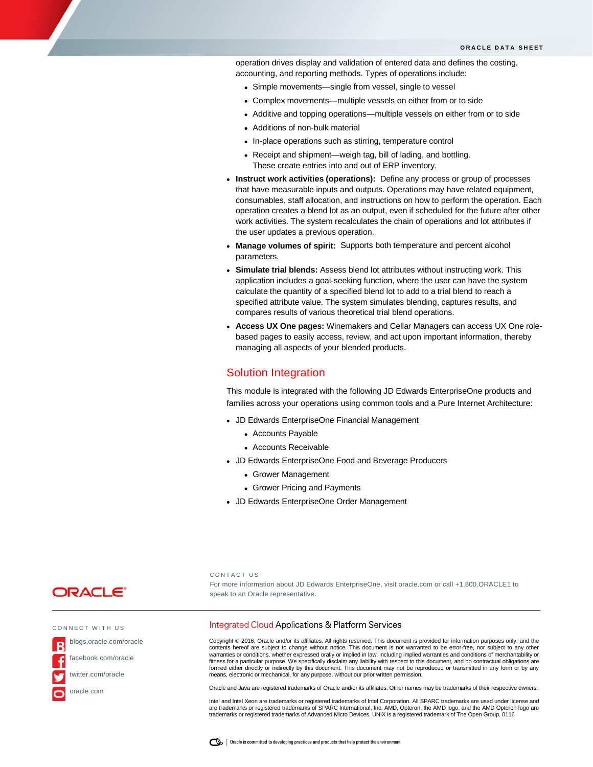operation drives display and validation of entered data and defines the costing, accounting, and reporting methods. Types of operations include:

  - Simple movements—single from vessel, single to vessel
  - Complex movements—multiple vessels on either from or to side
  - Additive and topping operations—multiple vessels on either from or to side
  - Additions of non-bulk material
  - In-place operations such as stirring, temperature control
  - Receipt and shipment—weigh tag, bill of lading, and bottling. These create entries into and out of ERP inventory.

- **Instruct work activities (operations):** Define any process or group of processes that have measurable inputs and outputs. Operations may have related equipment, consumables, staff allocation, and instructions on how to perform the operation. Each operation creates a blend lot as an output, even if scheduled for the future after other work activities. The system recalculates the chain of operations and lot attributes if the user updates a previous operation.
- **Manage volumes of spirit:** Supports both temperature and percent alcohol parameters.
- **Simulate trial blends:** Assess blend lot attributes without instructing work. This application includes a goal-seeking function, where the user can have the system calculate the quantity of a specified blend lot to add to a trial blend to reach a specified attribute value. The system simulates blending, captures results, and compares results of various theoretical trial blend operations.
- **Access UX One pages:** Winemakers and Cellar Managers can access UX One role-based pages to easily access, review, and act upon important information, thereby managing all aspects of your blended products.

## Solution Integration

This module is integrated with the following JD Edwards EnterpriseOne products and families across your operations using common tools and a Pure Internet Architecture:

- JD Edwards EnterpriseOne Financial Management
  - Accounts Payable
  - Accounts Receivable
- JD Edwards EnterpriseOne Food and Beverage Producers
  - Grower Management
  - Grower Pricing and Payments
- JD Edwards EnterpriseOne Order Management

CONTACT US

For more information about JD Edwards EnterpriseOne, visit oracle.com or call +1.800.ORACLE1 to speak to an Oracle representative.

CONNECT WITH US

- blogs.oracle.com/oracle
- facebook.com/oracle
- twitter.com/oracle
- oracle.com

Integrated Cloud Applications & Platform Services

Copyright © 2016, Oracle and/or its affiliates. All rights reserved. This document is provided for information purposes only, and the contents hereof are subject to change without notice. This document is not warranted to be error-free, nor subject to any other warranties or conditions, whether expressed orally or implied in law, including implied warranties and conditions of merchantability or fitness for a particular purpose. We specifically disclaim any liability with respect to this document, and no contractual obligations are formed either directly or indirectly by this document. This document may not be reproduced or transmitted in any form or by any means, electronic or mechanical, for any purpose, without our prior written permission.

Oracle and Java are registered trademarks of Oracle and/or its affiliates. Other names may be trademarks of their respective owners.

Intel and Intel Xeon are trademarks or registered trademarks of Intel Corporation. All SPARC trademarks are used under license and are trademarks or registered trademarks of SPARC International, Inc. AMD, Opteron, the AMD logo, and the AMD Opteron logo are trademarks or registered trademarks of Advanced Micro Devices. UNIX is a registered trademark of The Open Group. 0116

Oracle is committed to developing practices and products that help protect the environment